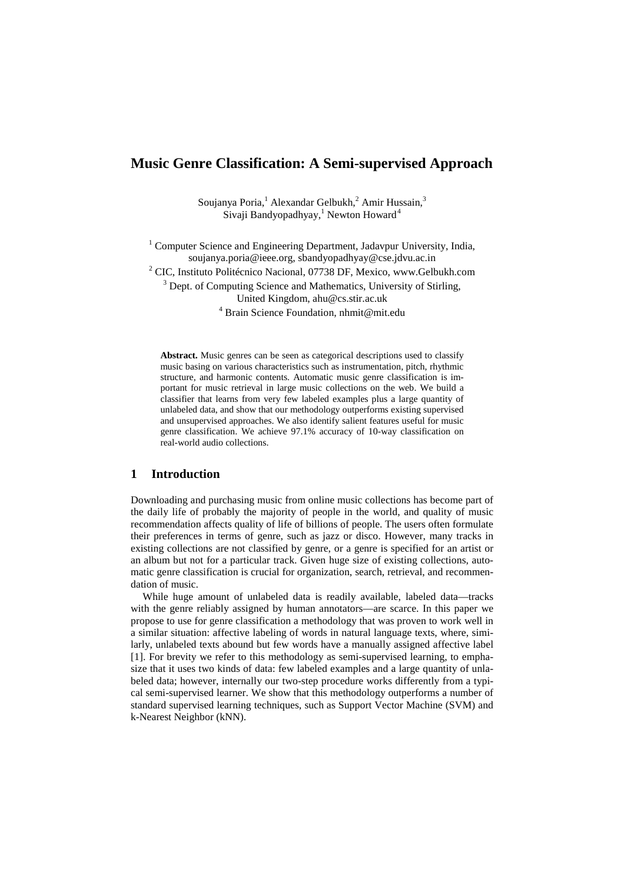# Music Genre Classification: A Semi-supervised Approach

Soujanya Poria,[1] Alexandar Gelbukh,[2] Amir Hussain,[3] Sivaji Bandyopadhyay,[1] Newton Howard[4]

[1] Computer Science and Engineering Department, Jadavpur University, India, soujanya.poria@ieee.org, sbandyopadhyay@cse.jdvu.ac.in

[2] CIC, Instituto Politécnico Nacional, 07738 DF, Mexico, www.Gelbukh.com

[3] Dept. of Computing Science and Mathematics, University of Stirling, United Kingdom, ahu@cs.stir.ac.uk

[4] Brain Science Foundation, nhmit@mit.edu

**Abstract.** Music genres can be seen as categorical descriptions used to classify music basing on various characteristics such as instrumentation, pitch, rhythmic structure, and harmonic contents. Automatic music genre classification is important for music retrieval in large music collections on the web. We build a classifier that learns from very few labeled examples plus a large quantity of unlabeled data, and show that our methodology outperforms existing supervised and unsupervised approaches. We also identify salient features useful for music genre classification. We achieve 97.1% accuracy of 10-way classification on real-world audio collections.

## 1 Introduction

Downloading and purchasing music from online music collections has become part of the daily life of probably the majority of people in the world, and quality of music recommendation affects quality of life of billions of people. The users often formulate their preferences in terms of genre, such as jazz or disco. However, many tracks in existing collections are not classified by genre, or a genre is specified for an artist or an album but not for a particular track. Given huge size of existing collections, automatic genre classification is crucial for organization, search, retrieval, and recommendation of music.

While huge amount of unlabeled data is readily available, labeled data—tracks with the genre reliably assigned by human annotators—are scarce. In this paper we propose to use for genre classification a methodology that was proven to work well in a similar situation: affective labeling of words in natural language texts, where, similarly, unlabeled texts abound but few words have a manually assigned affective label [1]. For brevity we refer to this methodology as semi-supervised learning, to emphasize that it uses two kinds of data: few labeled examples and a large quantity of unlabeled data; however, internally our two-step procedure works differently from a typical semi-supervised learner. We show that this methodology outperforms a number of standard supervised learning techniques, such as Support Vector Machine (SVM) and k-Nearest Neighbor (kNN).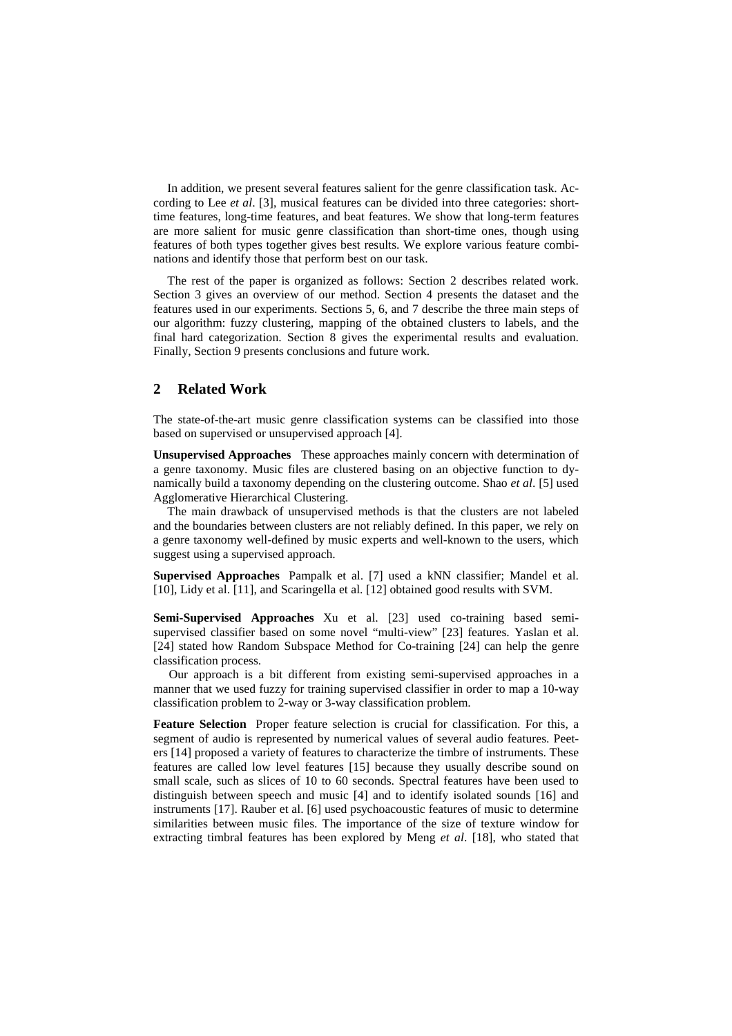In addition, we present several features salient for the genre classification task. According to Lee *et al*. [3], musical features can be divided into three categories: short-time features, long-time features, and beat features. We show that long-term features are more salient for music genre classification than short-time ones, though using features of both types together gives best results. We explore various feature combinations and identify those that perform best on our task.

The rest of the paper is organized as follows: Section 2 describes related work. Section 3 gives an overview of our method. Section 4 presents the dataset and the features used in our experiments. Sections 5, 6, and 7 describe the three main steps of our algorithm: fuzzy clustering, mapping of the obtained clusters to labels, and the final hard categorization. Section 8 gives the experimental results and evaluation. Finally, Section 9 presents conclusions and future work.

## 2 Related Work

The state-of-the-art music genre classification systems can be classified into those based on supervised or unsupervised approach [4].

**Unsupervised Approaches** These approaches mainly concern with determination of a genre taxonomy. Music files are clustered basing on an objective function to dynamically build a taxonomy depending on the clustering outcome. Shao *et al*. [5] used Agglomerative Hierarchical Clustering.

The main drawback of unsupervised methods is that the clusters are not labeled and the boundaries between clusters are not reliably defined. In this paper, we rely on a genre taxonomy well-defined by music experts and well-known to the users, which suggest using a supervised approach.

**Supervised Approaches** Pampalk et al. [7] used a kNN classifier; Mandel et al. [10], Lidy et al. [11], and Scaringella et al. [12] obtained good results with SVM.

**Semi-Supervised Approaches** Xu et al. [23] used co-training based semi-supervised classifier based on some novel "multi-view" [23] features. Yaslan et al. [24] stated how Random Subspace Method for Co-training [24] can help the genre classification process.

Our approach is a bit different from existing semi-supervised approaches in a manner that we used fuzzy for training supervised classifier in order to map a 10-way classification problem to 2-way or 3-way classification problem.

**Feature Selection** Proper feature selection is crucial for classification. For this, a segment of audio is represented by numerical values of several audio features. Peeters [14] proposed a variety of features to characterize the timbre of instruments. These features are called low level features [15] because they usually describe sound on small scale, such as slices of 10 to 60 seconds. Spectral features have been used to distinguish between speech and music [4] and to identify isolated sounds [16] and instruments [17]. Rauber et al. [6] used psychoacoustic features of music to determine similarities between music files. The importance of the size of texture window for extracting timbral features has been explored by Meng *et al*. [18], who stated that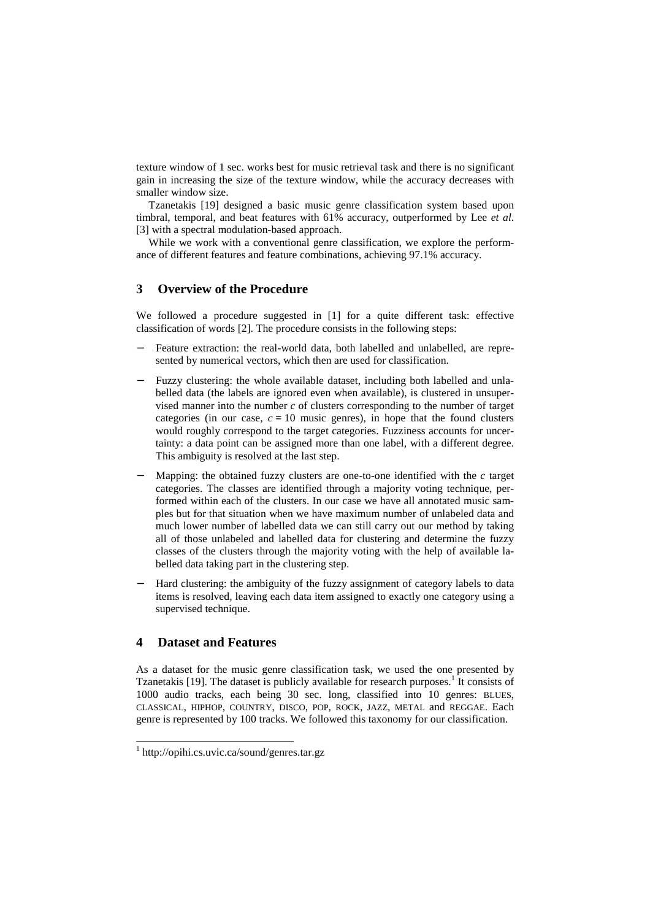texture window of 1 sec. works best for music retrieval task and there is no significant gain in increasing the size of the texture window, while the accuracy decreases with smaller window size.

Tzanetakis [19] designed a basic music genre classification system based upon timbral, temporal, and beat features with 61% accuracy, outperformed by Lee *et al.* [3] with a spectral modulation-based approach.

While we work with a conventional genre classification, we explore the performance of different features and feature combinations, achieving 97.1% accuracy.

## 3 Overview of the Procedure

We followed a procedure suggested in [1] for a quite different task: effective classification of words [2]. The procedure consists in the following steps:

- Feature extraction: the real-world data, both labelled and unlabelled, are represented by numerical vectors, which then are used for classification.
- Fuzzy clustering: the whole available dataset, including both labelled and unlabelled data (the labels are ignored even when available), is clustered in unsupervised manner into the number $c$ of clusters corresponding to the number of target categories (in our case, $c = 10$ music genres), in hope that the found clusters would roughly correspond to the target categories. Fuzziness accounts for uncertainty: a data point can be assigned more than one label, with a different degree. This ambiguity is resolved at the last step.
- Mapping: the obtained fuzzy clusters are one-to-one identified with the $c$ target categories. The classes are identified through a majority voting technique, performed within each of the clusters. In our case we have all annotated music samples but for that situation when we have maximum number of unlabeled data and much lower number of labelled data we can still carry out our method by taking all of those unlabeled and labelled data for clustering and determine the fuzzy classes of the clusters through the majority voting with the help of available labelled data taking part in the clustering step.
- Hard clustering: the ambiguity of the fuzzy assignment of category labels to data items is resolved, leaving each data item assigned to exactly one category using a supervised technique.

## 4 Dataset and Features

As a dataset for the music genre classification task, we used the one presented by Tzanetakis [19]. The dataset is publicly available for research purposes.[1] It consists of 1000 audio tracks, each being 30 sec. long, classified into 10 genres: BLUES, CLASSICAL, HIPHOP, COUNTRY, DISCO, POP, ROCK, JAZZ, METAL and REGGAE. Each genre is represented by 100 tracks. We followed this taxonomy for our classification.

[1] http://opihi.cs.uvic.ca/sound/genres.tar.gz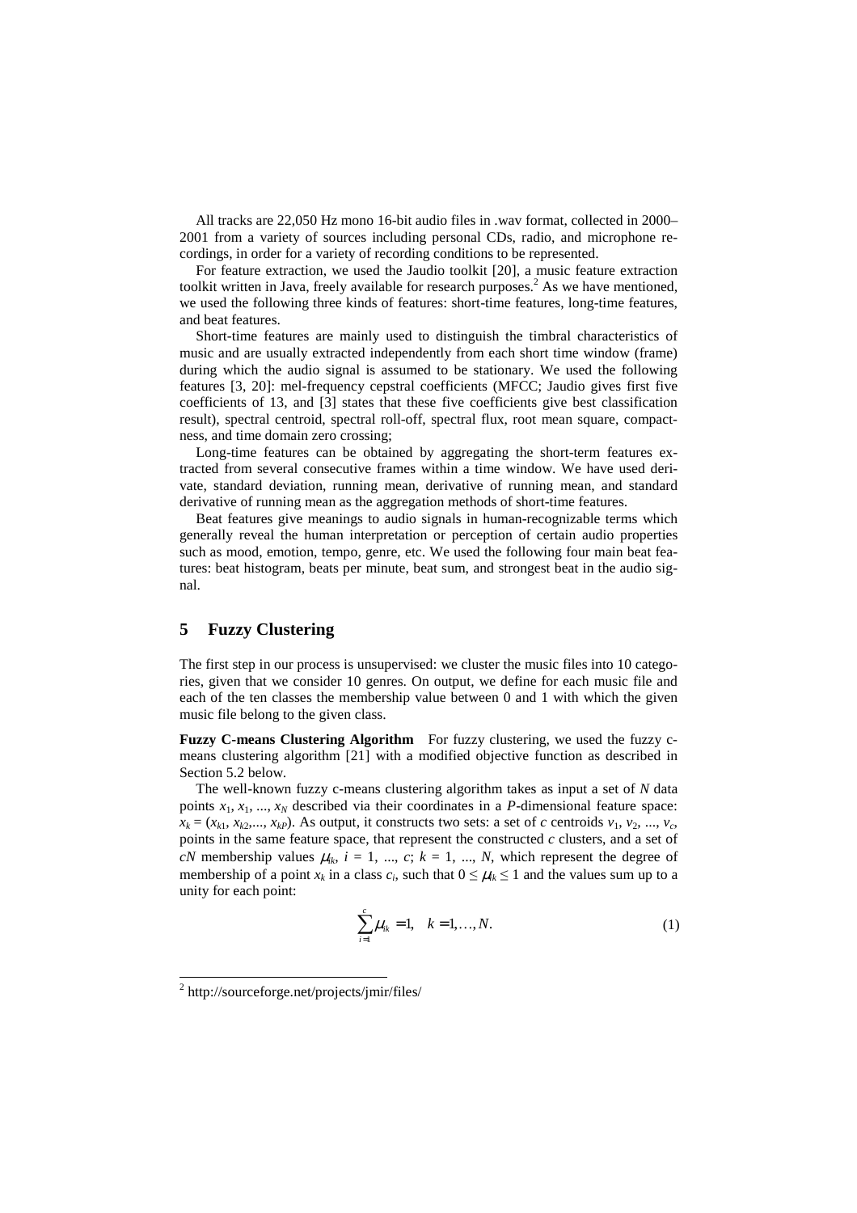All tracks are 22,050 Hz mono 16-bit audio files in .wav format, collected in 2000–2001 from a variety of sources including personal CDs, radio, and microphone recordings, in order for a variety of recording conditions to be represented.

For feature extraction, we used the Jaudio toolkit [20], a music feature extraction toolkit written in Java, freely available for research purposes.[2] As we have mentioned, we used the following three kinds of features: short-time features, long-time features, and beat features.

Short-time features are mainly used to distinguish the timbral characteristics of music and are usually extracted independently from each short time window (frame) during which the audio signal is assumed to be stationary. We used the following features [3, 20]: mel-frequency cepstral coefficients (MFCC; Jaudio gives first five coefficients of 13, and [3] states that these five coefficients give best classification result), spectral centroid, spectral roll-off, spectral flux, root mean square, compactness, and time domain zero crossing;

Long-time features can be obtained by aggregating the short-term features extracted from several consecutive frames within a time window. We have used derivate, standard deviation, running mean, derivative of running mean, and standard derivative of running mean as the aggregation methods of short-time features.

Beat features give meanings to audio signals in human-recognizable terms which generally reveal the human interpretation or perception of certain audio properties such as mood, emotion, tempo, genre, etc. We used the following four main beat features: beat histogram, beats per minute, beat sum, and strongest beat in the audio signal.

## 5 Fuzzy Clustering

The first step in our process is unsupervised: we cluster the music files into 10 categories, given that we consider 10 genres. On output, we define for each music file and each of the ten classes the membership value between 0 and 1 with which the given music file belong to the given class.

**Fuzzy C-means Clustering Algorithm** For fuzzy clustering, we used the fuzzy c-means clustering algorithm [21] with a modified objective function as described in Section 5.2 below.

The well-known fuzzy c-means clustering algorithm takes as input a set of $N$ data points $x_1, x_1, \ldots, x_N$ described via their coordinates in a $P$-dimensional feature space: $x_k = (x_{k1}, x_{k2}, \ldots, x_{kP})$. As output, it constructs two sets: a set of $c$ centroids $v_1, v_2, \ldots, v_c$, points in the same feature space, that represent the constructed $c$ clusters, and a set of $cN$ membership values $\mu_{ik}$, $i = 1, \ldots, c$; $k = 1, \ldots, N$, which represent the degree of membership of a point $x_k$ in a class $c_i$, such that $0 \leq \mu_{ik} \leq 1$ and the values sum up to a unity for each point:

$$\sum_{i=1}^{c} \mu_{ik} = 1, \quad k = 1, \ldots, N. \tag{1}$$

[2] http://sourceforge.net/projects/jmir/files/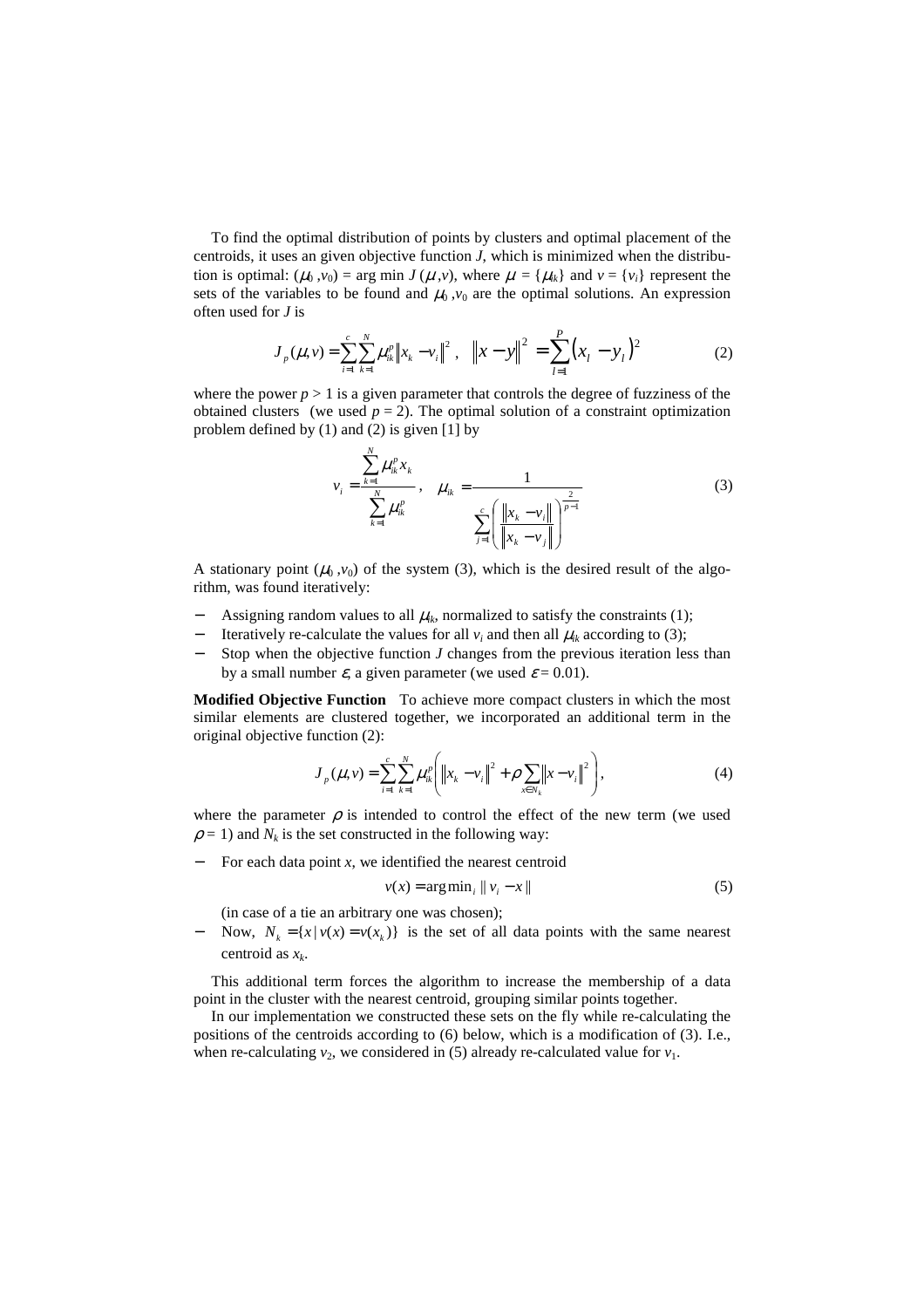To find the optimal distribution of points by clusters and optimal placement of the centroids, it uses an given objective function $J$, which is minimized when the distribution is optimal: $(\mu_0, v_0) = \arg\min J(\mu, v)$, where $\mu = \{\mu_{ik}\}$ and $v = \{v_i\}$ represent the sets of the variables to be found and $\mu_0, v_0$ are the optimal solutions. An expression often used for $J$ is

$$J_p(\mu, v) = \sum_{i=1}^{c} \sum_{k=1}^{N} \mu_{ik}^p \left\| x_k - v_i \right\|^2, \quad \left\| x - y \right\|^2 = \sum_{l=1}^{P} \left( x_l - y_l \right)^2 \tag{2}$$

where the power $p > 1$ is a given parameter that controls the degree of fuzziness of the obtained clusters (we used $p = 2$). The optimal solution of a constraint optimization problem defined by (1) and (2) is given [1] by

$$v_i = \frac{\sum_{k=1}^{N} \mu_{ik}^p x_k}{\sum_{k=1}^{N} \mu_{ik}^p}, \quad \mu_{ik} = \frac{1}{\sum_{j=1}^{c} \left( \frac{\left\| x_k - v_i \right\|}{\left\| x_k - v_j \right\|} \right)^{\frac{2}{p-1}}} \tag{3}$$

A stationary point $(\mu_0, v_0)$ of the system (3), which is the desired result of the algorithm, was found iteratively:

- Assigning random values to all $\mu_{ik}$, normalized to satisfy the constraints (1);
- Iteratively re-calculate the values for all $v_i$ and then all $\mu_{ik}$ according to (3);
- Stop when the objective function $J$ changes from the previous iteration less than by a small number $\varepsilon$, a given parameter (we used $\varepsilon = 0.01$).

**Modified Objective Function** To achieve more compact clusters in which the most similar elements are clustered together, we incorporated an additional term in the original objective function (2):

$$J_p(\mu, v) = \sum_{i=1}^{c} \sum_{k=1}^{N} \mu_{ik}^p \left( \left\| x_k - v_i \right\|^2 + \rho \sum_{x \in N_k} \left\| x - v_i \right\|^2 \right), \tag{4}$$

where the parameter $\rho$ is intended to control the effect of the new term (we used $\rho = 1$) and $N_k$ is the set constructed in the following way:

- For each data point $x$, we identified the nearest centroid

$$v(x) = \arg\min_i \| v_i - x \| \tag{5}$$

  (in case of a tie an arbitrary one was chosen);
- Now, $N_k = \{x \mid v(x) = v(x_k)\}$ is the set of all data points with the same nearest centroid as $x_k$.

This additional term forces the algorithm to increase the membership of a data point in the cluster with the nearest centroid, grouping similar points together.

In our implementation we constructed these sets on the fly while re-calculating the positions of the centroids according to (6) below, which is a modification of (3). I.e., when re-calculating $v_2$, we considered in (5) already re-calculated value for $v_1$.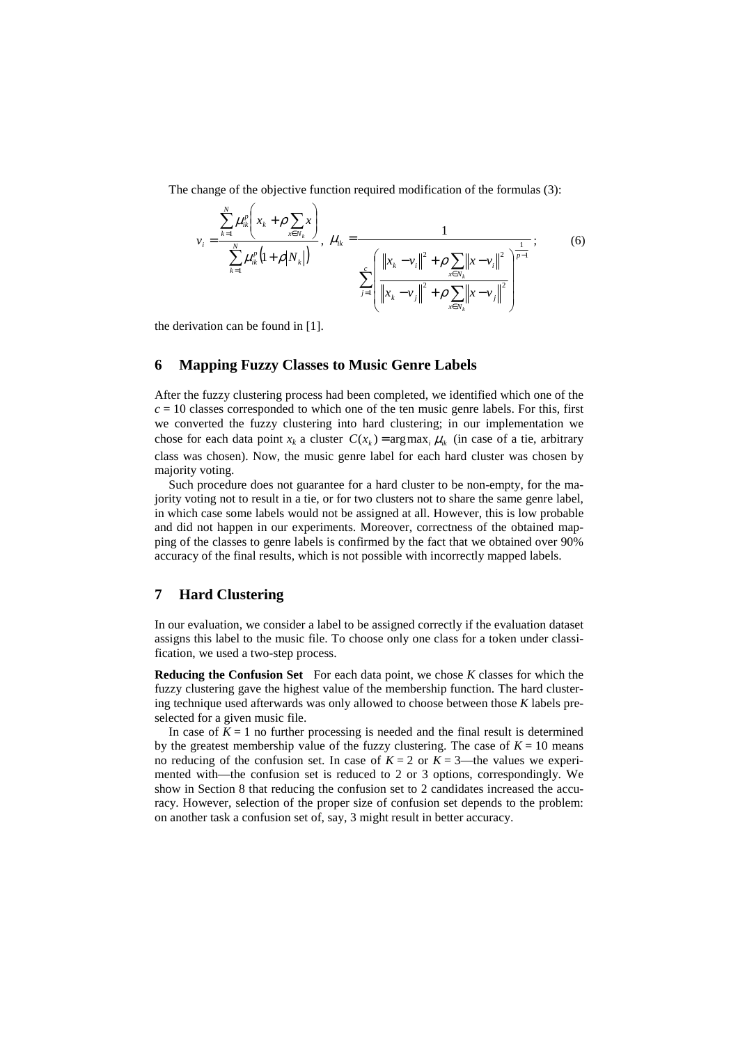The change of the objective function required modification of the formulas (3):

$$v_i = \frac{\sum_{k=1}^{N} \mu_{ik}^p \left( x_k + \rho \sum_{x \in N_k} x \right)}{\sum_{k=1}^{N} \mu_{ik}^p \left( 1 + \rho |N_k| \right)}, \quad \mu_{ik} = \frac{1}{\sum_{j=1}^{c} \left( \frac{\|x_k - v_i\|^2 + \rho \sum_{x \in N_k} \|x - v_i\|^2}{\|x_k - v_j\|^2 + \rho \sum_{x \in N_k} \|x - v_j\|^2} \right)^{\frac{1}{p-1}}}; \qquad (6)$$

the derivation can be found in [1].

## 6 Mapping Fuzzy Classes to Music Genre Labels

After the fuzzy clustering process had been completed, we identified which one of the $c = 10$ classes corresponded to which one of the ten music genre labels. For this, first we converted the fuzzy clustering into hard clustering; in our implementation we chose for each data point $x_k$ a cluster $C(x_k) = \arg\max_i \mu_{ik}$ (in case of a tie, arbitrary class was chosen). Now, the music genre label for each hard cluster was chosen by majority voting.

Such procedure does not guarantee for a hard cluster to be non-empty, for the majority voting not to result in a tie, or for two clusters not to share the same genre label, in which case some labels would not be assigned at all. However, this is low probable and did not happen in our experiments. Moreover, correctness of the obtained mapping of the classes to genre labels is confirmed by the fact that we obtained over 90% accuracy of the final results, which is not possible with incorrectly mapped labels.

## 7 Hard Clustering

In our evaluation, we consider a label to be assigned correctly if the evaluation dataset assigns this label to the music file. To choose only one class for a token under classification, we used a two-step process.

**Reducing the Confusion Set** For each data point, we chose $K$ classes for which the fuzzy clustering gave the highest value of the membership function. The hard clustering technique used afterwards was only allowed to choose between those $K$ labels preselected for a given music file.

In case of $K = 1$ no further processing is needed and the final result is determined by the greatest membership value of the fuzzy clustering. The case of $K = 10$ means no reducing of the confusion set. In case of $K = 2$ or $K = 3$—the values we experimented with—the confusion set is reduced to 2 or 3 options, correspondingly. We show in Section 8 that reducing the confusion set to 2 candidates increased the accuracy. However, selection of the proper size of confusion set depends to the problem: on another task a confusion set of, say, 3 might result in better accuracy.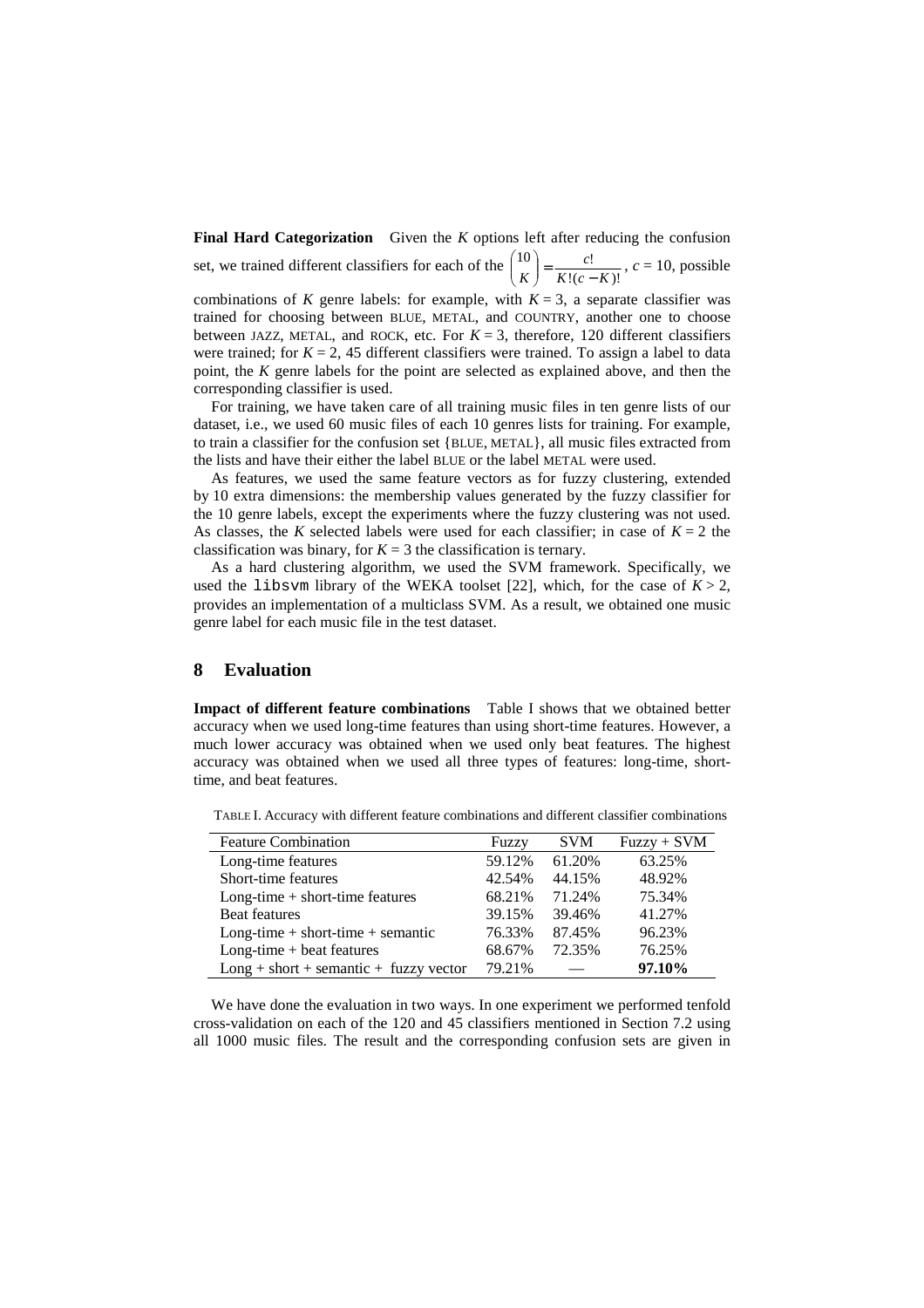**Final Hard Categorization** Given the $K$ options left after reducing the confusion set, we trained different classifiers for each of the $\binom{10}{K} = \frac{c!}{K!(c-K)!}$, $c = 10$, possible combinations of $K$ genre labels: for example, with $K = 3$, a separate classifier was trained for choosing between BLUE, METAL, and COUNTRY, another one to choose between JAZZ, METAL, and ROCK, etc. For $K = 3$, therefore, 120 different classifiers were trained; for $K = 2$, 45 different classifiers were trained. To assign a label to data point, the $K$ genre labels for the point are selected as explained above, and then the corresponding classifier is used.

For training, we have taken care of all training music files in ten genre lists of our dataset, i.e., we used 60 music files of each 10 genres lists for training. For example, to train a classifier for the confusion set {BLUE, METAL}, all music files extracted from the lists and have their either the label BLUE or the label METAL were used.

As features, we used the same feature vectors as for fuzzy clustering, extended by 10 extra dimensions: the membership values generated by the fuzzy classifier for the 10 genre labels, except the experiments where the fuzzy clustering was not used. As classes, the $K$ selected labels were used for each classifier; in case of $K = 2$ the classification was binary, for $K = 3$ the classification is ternary.

As a hard clustering algorithm, we used the SVM framework. Specifically, we used the `libsvm` library of the WEKA toolset [22], which, for the case of $K > 2$, provides an implementation of a multiclass SVM. As a result, we obtained one music genre label for each music file in the test dataset.

## 8 Evaluation

**Impact of different feature combinations** Table I shows that we obtained better accuracy when we used long-time features than using short-time features. However, a much lower accuracy was obtained when we used only beat features. The highest accuracy was obtained when we used all three types of features: long-time, short-time, and beat features.

TABLE I. Accuracy with different feature combinations and different classifier combinations

| Feature Combination | Fuzzy | SVM | Fuzzy + SVM |
|---|---|---|---|
| Long-time features | 59.12% | 61.20% | 63.25% |
| Short-time features | 42.54% | 44.15% | 48.92% |
| Long-time + short-time features | 68.21% | 71.24% | 75.34% |
| Beat features | 39.15% | 39.46% | 41.27% |
| Long-time + short-time + semantic | 76.33% | 87.45% | 96.23% |
| Long-time + beat features | 68.67% | 72.35% | 76.25% |
| Long + short + semantic + fuzzy vector | 79.21% | — | **97.10%** |

We have done the evaluation in two ways. In one experiment we performed tenfold cross-validation on each of the 120 and 45 classifiers mentioned in Section 7.2 using all 1000 music files. The result and the corresponding confusion sets are given in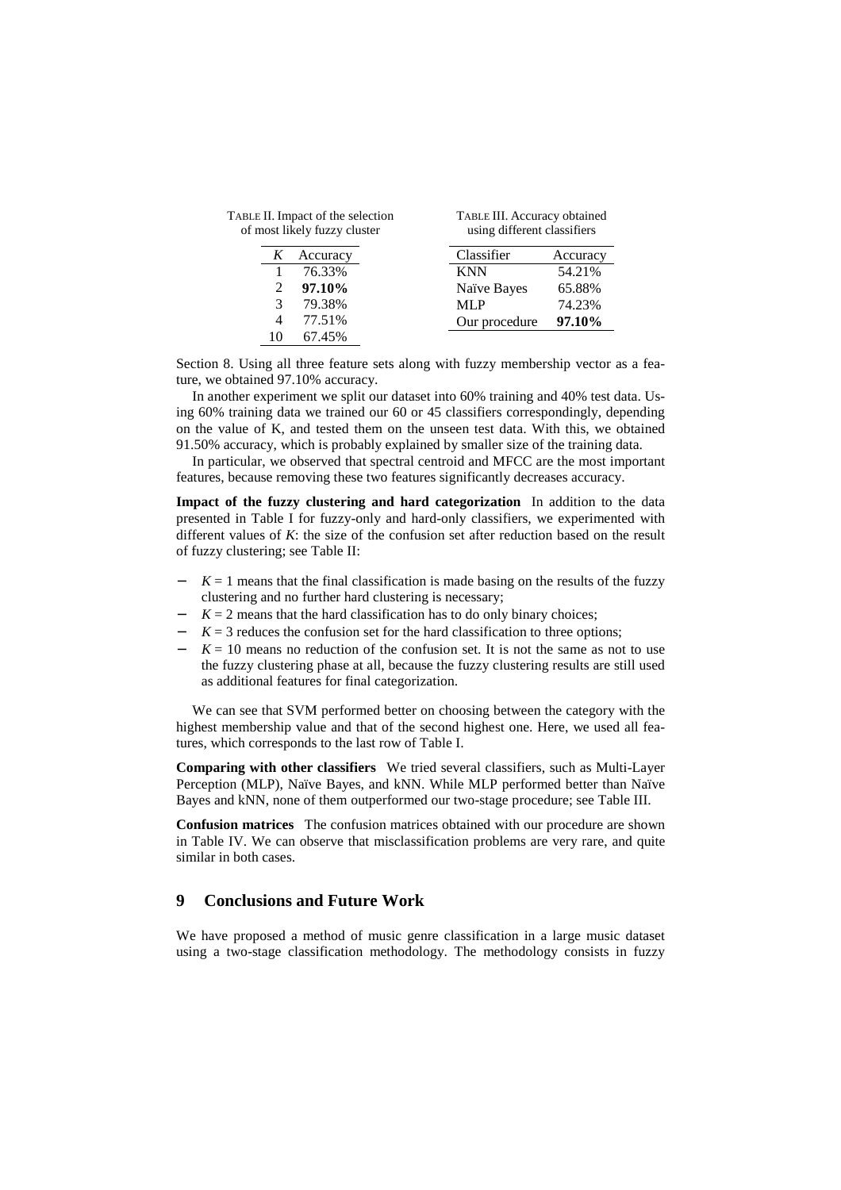TABLE II. Impact of the selection of most likely fuzzy cluster

| *K* | Accuracy |
|---|---|
| 1 | 76.33% |
| 2 | **97.10%** |
| 3 | 79.38% |
| 4 | 77.51% |
| 10 | 67.45% |

TABLE III. Accuracy obtained using different classifiers

| Classifier | Accuracy |
|---|---|
| KNN | 54.21% |
| Naïve Bayes | 65.88% |
| MLP | 74.23% |
| Our procedure | **97.10%** |

Section 8. Using all three feature sets along with fuzzy membership vector as a feature, we obtained 97.10% accuracy.

In another experiment we split our dataset into 60% training and 40% test data. Using 60% training data we trained our 60 or 45 classifiers correspondingly, depending on the value of K, and tested them on the unseen test data. With this, we obtained 91.50% accuracy, which is probably explained by smaller size of the training data.

In particular, we observed that spectral centroid and MFCC are the most important features, because removing these two features significantly decreases accuracy.

**Impact of the fuzzy clustering and hard categorization** In addition to the data presented in Table I for fuzzy-only and hard-only classifiers, we experimented with different values of $K$: the size of the confusion set after reduction based on the result of fuzzy clustering; see Table II:

- $K = 1$ means that the final classification is made basing on the results of the fuzzy clustering and no further hard clustering is necessary;
- $K = 2$ means that the hard classification has to do only binary choices;
- $K = 3$ reduces the confusion set for the hard classification to three options;
- $K = 10$ means no reduction of the confusion set. It is not the same as not to use the fuzzy clustering phase at all, because the fuzzy clustering results are still used as additional features for final categorization.

We can see that SVM performed better on choosing between the category with the highest membership value and that of the second highest one. Here, we used all features, which corresponds to the last row of Table I.

**Comparing with other classifiers** We tried several classifiers, such as Multi-Layer Perception (MLP), Naïve Bayes, and kNN. While MLP performed better than Naïve Bayes and kNN, none of them outperformed our two-stage procedure; see Table III.

**Confusion matrices** The confusion matrices obtained with our procedure are shown in Table IV. We can observe that misclassification problems are very rare, and quite similar in both cases.

## 9 Conclusions and Future Work

We have proposed a method of music genre classification in a large music dataset using a two-stage classification methodology. The methodology consists in fuzzy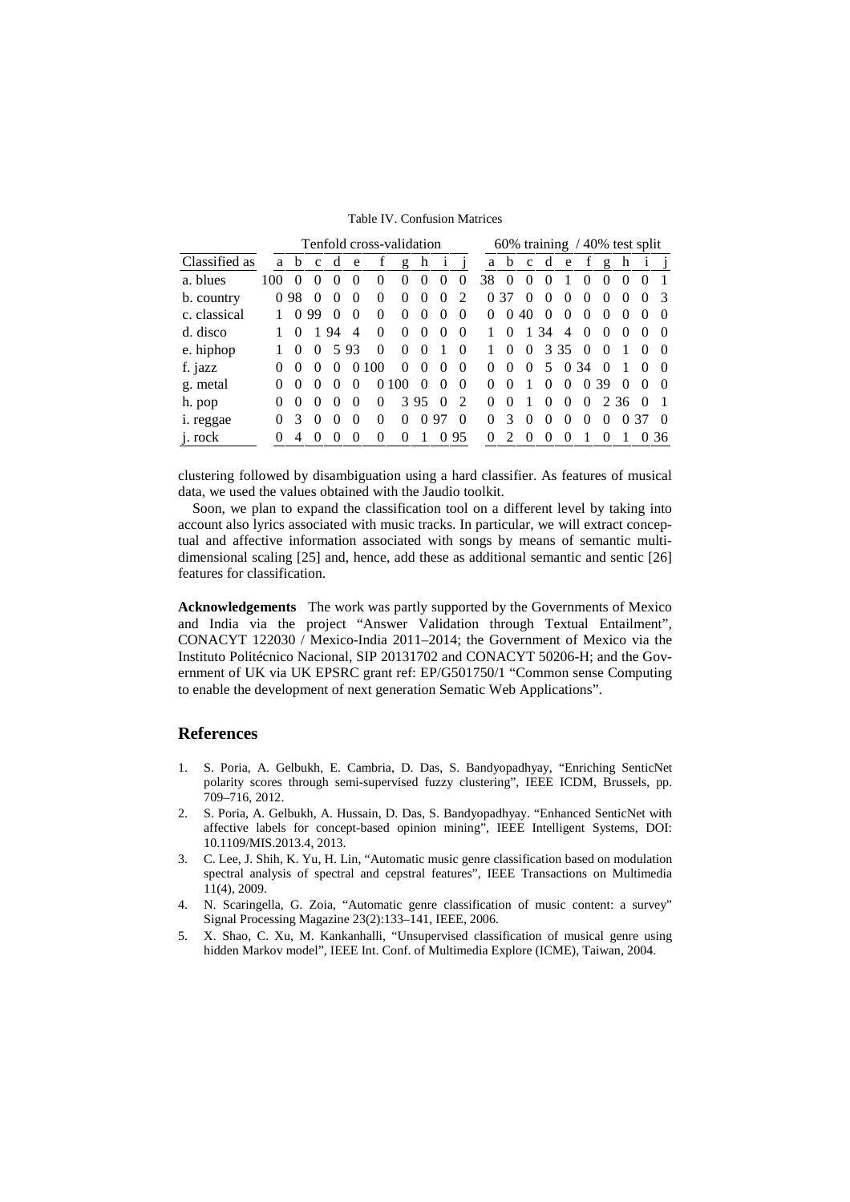Table IV. Confusion Matrices

| Classified as | Tenfold cross-validation | | | | | | | | | | 60% training / 40% test split | | | | | | | | | |
|---|---|---|---|---|---|---|---|---|---|---|---|---|---|---|---|---|---|---|---|---|
| | a | b | c | d | e | f | g | h | i | j | a | b | c | d | e | f | g | h | i | j |
| a. blues | 100 | 0 | 0 | 0 | 0 | 0 | 0 | 0 | 0 | 0 | 38 | 0 | 0 | 0 | 1 | 0 | 0 | 0 | 0 | 1 |
| b. country | 0 | 98 | 0 | 0 | 0 | 0 | 0 | 0 | 0 | 2 | 0 | 37 | 0 | 0 | 0 | 0 | 0 | 0 | 0 | 3 |
| c. classical | 1 | 0 | 99 | 0 | 0 | 0 | 0 | 0 | 0 | 0 | 0 | 0 | 40 | 0 | 0 | 0 | 0 | 0 | 0 | 0 |
| d. disco | 1 | 0 | 1 | 94 | 4 | 0 | 0 | 0 | 0 | 0 | 1 | 0 | 1 | 34 | 4 | 0 | 0 | 0 | 0 | 0 |
| e. hiphop | 1 | 0 | 0 | 5 | 93 | 0 | 0 | 0 | 1 | 0 | 1 | 0 | 0 | 3 | 35 | 0 | 0 | 1 | 0 | 0 |
| f. jazz | 0 | 0 | 0 | 0 | 0 | 100 | 0 | 0 | 0 | 0 | 0 | 0 | 0 | 5 | 0 | 34 | 0 | 1 | 0 | 0 |
| g. metal | 0 | 0 | 0 | 0 | 0 | 0 | 100 | 0 | 0 | 0 | 0 | 0 | 1 | 0 | 0 | 0 | 39 | 0 | 0 | 0 |
| h. pop | 0 | 0 | 0 | 0 | 0 | 0 | 3 | 95 | 0 | 2 | 0 | 0 | 1 | 0 | 0 | 0 | 2 | 36 | 0 | 1 |
| i. reggae | 0 | 3 | 0 | 0 | 0 | 0 | 0 | 0 | 97 | 0 | 0 | 3 | 0 | 0 | 0 | 0 | 0 | 0 | 37 | 0 |
| j. rock | 0 | 4 | 0 | 0 | 0 | 0 | 0 | 1 | 0 | 95 | 0 | 2 | 0 | 0 | 0 | 1 | 0 | 1 | 0 | 36 |

clustering followed by disambiguation using a hard classifier. As features of musical data, we used the values obtained with the Jaudio toolkit.

Soon, we plan to expand the classification tool on a different level by taking into account also lyrics associated with music tracks. In particular, we will extract conceptual and affective information associated with songs by means of semantic multi-dimensional scaling [25] and, hence, add these as additional semantic and sentic [26] features for classification.

**Acknowledgements** The work was partly supported by the Governments of Mexico and India via the project "Answer Validation through Textual Entailment", CONACYT 122030 / Mexico-India 2011–2014; the Government of Mexico via the Instituto Politécnico Nacional, SIP 20131702 and CONACYT 50206-H; and the Government of UK via UK EPSRC grant ref: EP/G501750/1 "Common sense Computing to enable the development of next generation Sematic Web Applications".

## References

1. S. Poria, A. Gelbukh, E. Cambria, D. Das, S. Bandyopadhyay, "Enriching SenticNet polarity scores through semi-supervised fuzzy clustering", IEEE ICDM, Brussels, pp. 709–716, 2012.
2. S. Poria, A. Gelbukh, A. Hussain, D. Das, S. Bandyopadhyay. "Enhanced SenticNet with affective labels for concept-based opinion mining", IEEE Intelligent Systems, DOI: 10.1109/MIS.2013.4, 2013.
3. C. Lee, J. Shih, K. Yu, H. Lin, "Automatic music genre classification based on modulation spectral analysis of spectral and cepstral features", IEEE Transactions on Multimedia 11(4), 2009.
4. N. Scaringella, G. Zoia, "Automatic genre classification of music content: a survey" Signal Processing Magazine 23(2):133–141, IEEE, 2006.
5. X. Shao, C. Xu, M. Kankanhalli, "Unsupervised classification of musical genre using hidden Markov model", IEEE Int. Conf. of Multimedia Explore (ICME), Taiwan, 2004.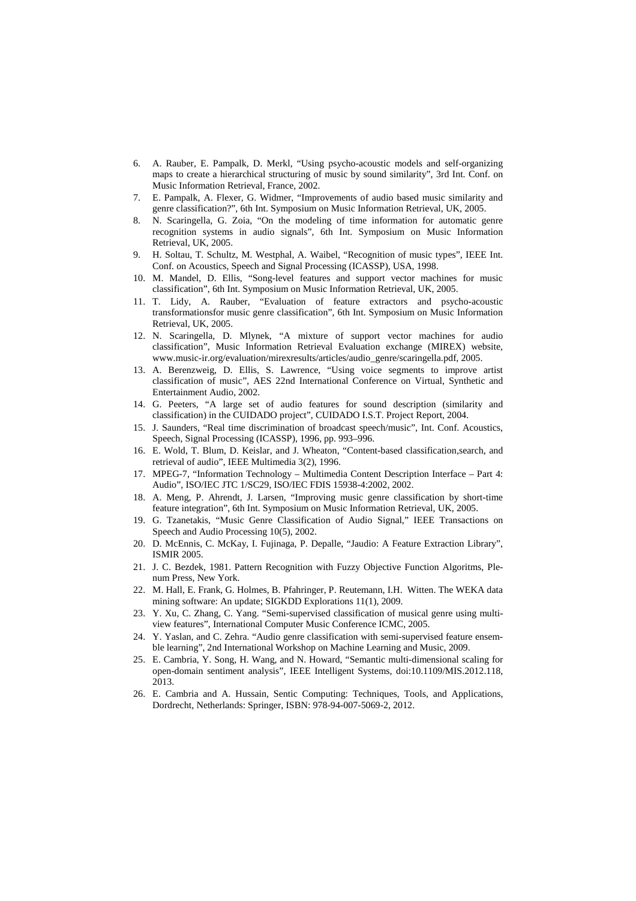6. A. Rauber, E. Pampalk, D. Merkl, "Using psycho-acoustic models and self-organizing maps to create a hierarchical structuring of music by sound similarity", 3rd Int. Conf. on Music Information Retrieval, France, 2002.
7. E. Pampalk, A. Flexer, G. Widmer, "Improvements of audio based music similarity and genre classification?", 6th Int. Symposium on Music Information Retrieval, UK, 2005.
8. N. Scaringella, G. Zoia, "On the modeling of time information for automatic genre recognition systems in audio signals", 6th Int. Symposium on Music Information Retrieval, UK, 2005.
9. H. Soltau, T. Schultz, M. Westphal, A. Waibel, "Recognition of music types", IEEE Int. Conf. on Acoustics, Speech and Signal Processing (ICASSP), USA, 1998.
10. M. Mandel, D. Ellis, "Song-level features and support vector machines for music classification", 6th Int. Symposium on Music Information Retrieval, UK, 2005.
11. T. Lidy, A. Rauber, "Evaluation of feature extractors and psycho-acoustic transformationsfor music genre classification", 6th Int. Symposium on Music Information Retrieval, UK, 2005.
12. N. Scaringella, D. Mlynek, "A mixture of support vector machines for audio classification", Music Information Retrieval Evaluation exchange (MIREX) website, www.music-ir.org/evaluation/mirexresults/articles/audio_genre/scaringella.pdf, 2005.
13. A. Berenzweig, D. Ellis, S. Lawrence, "Using voice segments to improve artist classification of music", AES 22nd International Conference on Virtual, Synthetic and Entertainment Audio, 2002.
14. G. Peeters, "A large set of audio features for sound description (similarity and classification) in the CUIDADO project", CUIDADO I.S.T. Project Report, 2004.
15. J. Saunders, "Real time discrimination of broadcast speech/music", Int. Conf. Acoustics, Speech, Signal Processing (ICASSP), 1996, pp. 993–996.
16. E. Wold, T. Blum, D. Keislar, and J. Wheaton, "Content-based classification,search, and retrieval of audio", IEEE Multimedia 3(2), 1996.
17. MPEG-7, "Information Technology – Multimedia Content Description Interface – Part 4: Audio", ISO/IEC JTC 1/SC29, ISO/IEC FDIS 15938-4:2002, 2002.
18. A. Meng, P. Ahrendt, J. Larsen, "Improving music genre classification by short-time feature integration", 6th Int. Symposium on Music Information Retrieval, UK, 2005.
19. G. Tzanetakis, "Music Genre Classification of Audio Signal," IEEE Transactions on Speech and Audio Processing 10(5), 2002.
20. D. McEnnis, C. McKay, I. Fujinaga, P. Depalle, "Jaudio: A Feature Extraction Library", ISMIR 2005.
21. J. C. Bezdek, 1981. Pattern Recognition with Fuzzy Objective Function Algoritms, Plenum Press, New York.
22. M. Hall, E. Frank, G. Holmes, B. Pfahringer, P. Reutemann, I.H. Witten. The WEKA data mining software: An update; SIGKDD Explorations 11(1), 2009.
23. Y. Xu, C. Zhang, C. Yang. "Semi-supervised classification of musical genre using multi-view features", International Computer Music Conference ICMC, 2005.
24. Y. Yaslan, and C. Zehra. "Audio genre classification with semi-supervised feature ensemble learning", 2nd International Workshop on Machine Learning and Music, 2009.
25. E. Cambria, Y. Song, H. Wang, and N. Howard, "Semantic multi-dimensional scaling for open-domain sentiment analysis", IEEE Intelligent Systems, doi:10.1109/MIS.2012.118, 2013.
26. E. Cambria and A. Hussain, Sentic Computing: Techniques, Tools, and Applications, Dordrecht, Netherlands: Springer, ISBN: 978-94-007-5069-2, 2012.